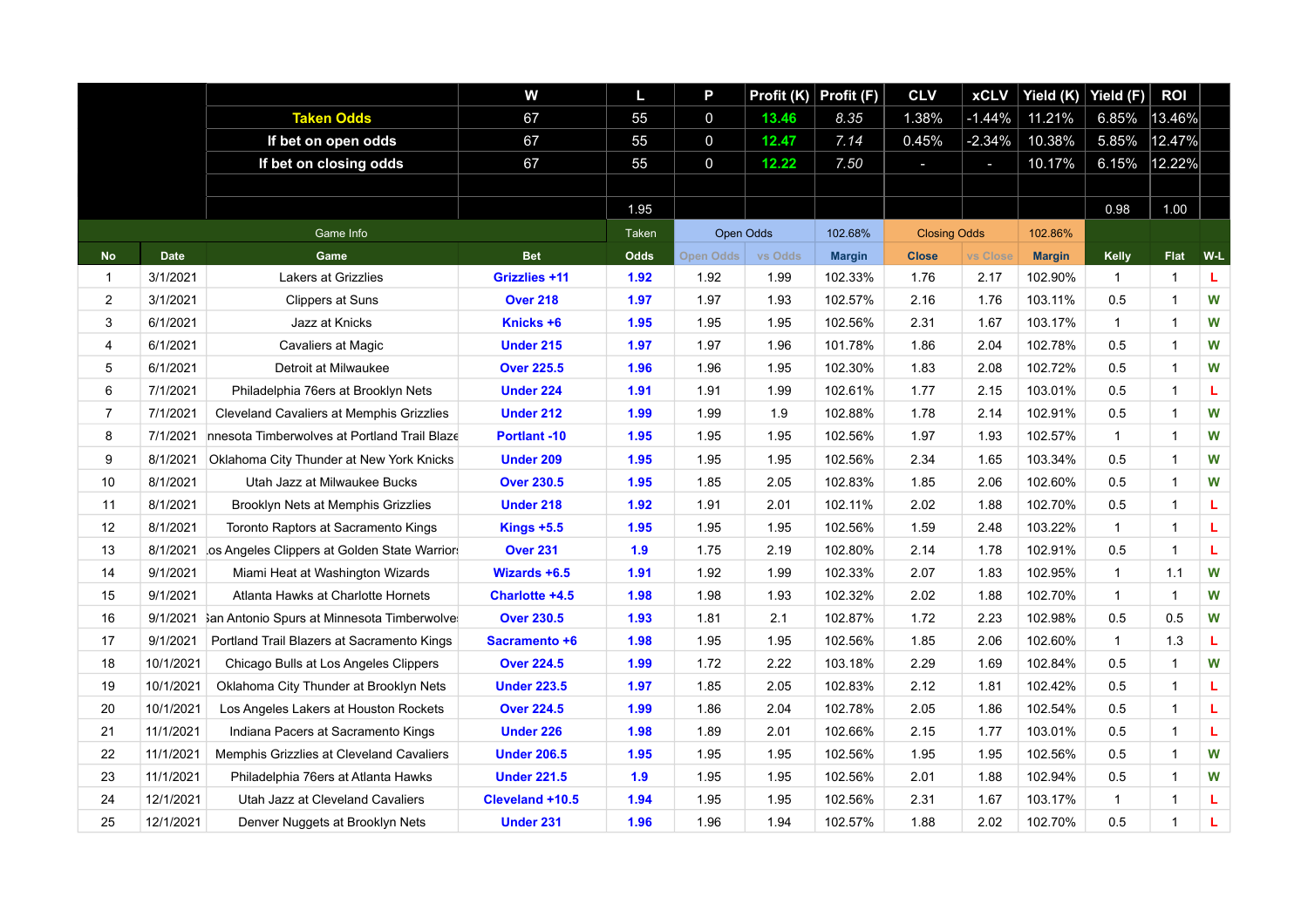| | | W | L | P | Profit (K) | Profit (F) | CLV | xCLV | Yield (K) | Yield (F) | ROI | | |
|---|---|---|---|---|---|---|---|---|---|---|---|---|---|
| | Taken Odds | 67 | 55 | 0 | 13.46 | 8.35 | 1.38% | -1.44% | 11.21% | 6.85% | 13.46% | | |
| | If bet on open odds | 67 | 55 | 0 | 12.47 | 7.14 | 0.45% | -2.34% | 10.38% | 5.85% | 12.47% | | |
| | If bet on closing odds | 67 | 55 | 0 | 12.22 | 7.50 | - | - | 10.17% | 6.15% | 12.22% | | |

| | | | | 1.95 | | | | | | | 0.98 | 1.00 | |
|---|---|---|---|---|---|---|---|---|---|---|---|---|---|
| | | Game Info | | Taken | Open Odds | | 102.68% | Closing Odds | | 102.86% | | | |
| **No** | **Date** | **Game** | **Bet** | **Odds** | **Open Odds** | **vs Odds** | **Margin** | **Close** | **vs Close** | **Margin** | **Kelly** | **Flat** | **W-L** |
| 1 | 3/1/2021 | Lakers at Grizzlies | Grizzlies +11 | 1.92 | 1.92 | 1.99 | 102.33% | 1.76 | 2.17 | 102.90% | 1 | 1 | L |
| 2 | 3/1/2021 | Clippers at Suns | Over 218 | 1.97 | 1.97 | 1.93 | 102.57% | 2.16 | 1.76 | 103.11% | 0.5 | 1 | W |
| 3 | 6/1/2021 | Jazz at Knicks | Knicks +6 | 1.95 | 1.95 | 1.95 | 102.56% | 2.31 | 1.67 | 103.17% | 1 | 1 | W |
| 4 | 6/1/2021 | Cavaliers at Magic | Under 215 | 1.97 | 1.97 | 1.96 | 101.78% | 1.86 | 2.04 | 102.78% | 0.5 | 1 | W |
| 5 | 6/1/2021 | Detroit at Milwaukee | Over 225.5 | 1.96 | 1.96 | 1.95 | 102.30% | 1.83 | 2.08 | 102.72% | 0.5 | 1 | W |
| 6 | 7/1/2021 | Philadelphia 76ers at Brooklyn Nets | Under 224 | 1.91 | 1.91 | 1.99 | 102.61% | 1.77 | 2.15 | 103.01% | 0.5 | 1 | L |
| 7 | 7/1/2021 | Cleveland Cavaliers at Memphis Grizzlies | Under 212 | 1.99 | 1.99 | 1.9 | 102.88% | 1.78 | 2.14 | 102.91% | 0.5 | 1 | W |
| 8 | 7/1/2021 | nnesota Timberwolves at Portland Trail Blaze | Portlant -10 | 1.95 | 1.95 | 1.95 | 102.56% | 1.97 | 1.93 | 102.57% | 1 | 1 | W |
| 9 | 8/1/2021 | Oklahoma City Thunder at New York Knicks | Under 209 | 1.95 | 1.95 | 1.95 | 102.56% | 2.34 | 1.65 | 103.34% | 0.5 | 1 | W |
| 10 | 8/1/2021 | Utah Jazz at Milwaukee Bucks | Over 230.5 | 1.95 | 1.85 | 2.05 | 102.83% | 1.85 | 2.06 | 102.60% | 0.5 | 1 | W |
| 11 | 8/1/2021 | Brooklyn Nets at Memphis Grizzlies | Under 218 | 1.92 | 1.91 | 2.01 | 102.11% | 2.02 | 1.88 | 102.70% | 0.5 | 1 | L |
| 12 | 8/1/2021 | Toronto Raptors at Sacramento Kings | Kings +5.5 | 1.95 | 1.95 | 1.95 | 102.56% | 1.59 | 2.48 | 103.22% | 1 | 1 | L |
| 13 | 8/1/2021 | .os Angeles Clippers at Golden State Warrior: | Over 231 | 1.9 | 1.75 | 2.19 | 102.80% | 2.14 | 1.78 | 102.91% | 0.5 | 1 | L |
| 14 | 9/1/2021 | Miami Heat at Washington Wizards | Wizards +6.5 | 1.91 | 1.92 | 1.99 | 102.33% | 2.07 | 1.83 | 102.95% | 1 | 1.1 | W |
| 15 | 9/1/2021 | Atlanta Hawks at Charlotte Hornets | Charlotte +4.5 | 1.98 | 1.98 | 1.93 | 102.32% | 2.02 | 1.88 | 102.70% | 1 | 1 | W |
| 16 | 9/1/2021 | ;an Antonio Spurs at Minnesota Timberwolve: | Over 230.5 | 1.93 | 1.81 | 2.1 | 102.87% | 1.72 | 2.23 | 102.98% | 0.5 | 0.5 | W |
| 17 | 9/1/2021 | Portland Trail Blazers at Sacramento Kings | Sacramento +6 | 1.98 | 1.95 | 1.95 | 102.56% | 1.85 | 2.06 | 102.60% | 1 | 1.3 | L |
| 18 | 10/1/2021 | Chicago Bulls at Los Angeles Clippers | Over 224.5 | 1.99 | 1.72 | 2.22 | 103.18% | 2.29 | 1.69 | 102.84% | 0.5 | 1 | W |
| 19 | 10/1/2021 | Oklahoma City Thunder at Brooklyn Nets | Under 223.5 | 1.97 | 1.85 | 2.05 | 102.83% | 2.12 | 1.81 | 102.42% | 0.5 | 1 | L |
| 20 | 10/1/2021 | Los Angeles Lakers at Houston Rockets | Over 224.5 | 1.99 | 1.86 | 2.04 | 102.78% | 2.05 | 1.86 | 102.54% | 0.5 | 1 | L |
| 21 | 11/1/2021 | Indiana Pacers at Sacramento Kings | Under 226 | 1.98 | 1.89 | 2.01 | 102.66% | 2.15 | 1.77 | 103.01% | 0.5 | 1 | L |
| 22 | 11/1/2021 | Memphis Grizzlies at Cleveland Cavaliers | Under 206.5 | 1.95 | 1.95 | 1.95 | 102.56% | 1.95 | 1.95 | 102.56% | 0.5 | 1 | W |
| 23 | 11/1/2021 | Philadelphia 76ers at Atlanta Hawks | Under 221.5 | 1.9 | 1.95 | 1.95 | 102.56% | 2.01 | 1.88 | 102.94% | 0.5 | 1 | W |
| 24 | 12/1/2021 | Utah Jazz at Cleveland Cavaliers | Cleveland +10.5 | 1.94 | 1.95 | 1.95 | 102.56% | 2.31 | 1.67 | 103.17% | 1 | 1 | L |
| 25 | 12/1/2021 | Denver Nuggets at Brooklyn Nets | Under 231 | 1.96 | 1.96 | 1.94 | 102.57% | 1.88 | 2.02 | 102.70% | 0.5 | 1 | L |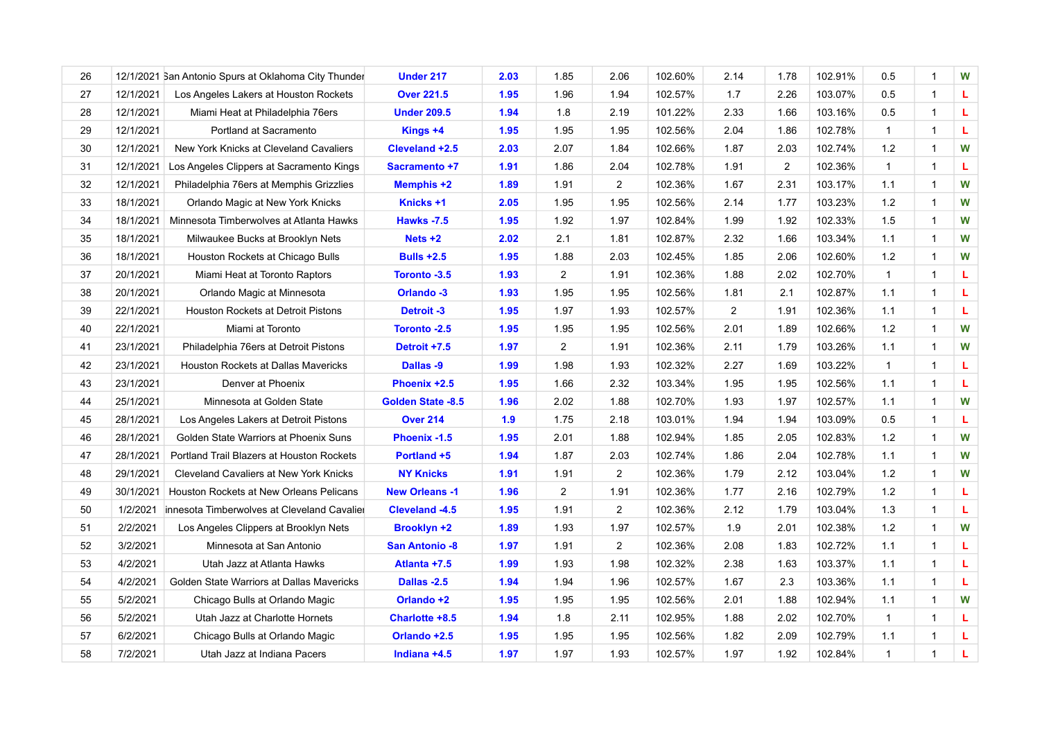| 26 | 12/1/2021 | San Antonio Spurs at Oklahoma City Thunder | **Under 217** | **2.03** | 1.85 | 2.06 | 102.60% | 2.14 | 1.78 | 102.91% | 0.5 | 1 | **W** |
|---|---|---|---|---|---|---|---|---|---|---|---|---|---|
| 27 | 12/1/2021 | Los Angeles Lakers at Houston Rockets | **Over 221.5** | **1.95** | 1.96 | 1.94 | 102.57% | 1.7 | 2.26 | 103.07% | 0.5 | 1 | **L** |
| 28 | 12/1/2021 | Miami Heat at Philadelphia 76ers | **Under 209.5** | **1.94** | 1.8 | 2.19 | 101.22% | 2.33 | 1.66 | 103.16% | 0.5 | 1 | **L** |
| 29 | 12/1/2021 | Portland at Sacramento | **Kings +4** | **1.95** | 1.95 | 1.95 | 102.56% | 2.04 | 1.86 | 102.78% | 1 | 1 | **L** |
| 30 | 12/1/2021 | New York Knicks at Cleveland Cavaliers | **Cleveland +2.5** | **2.03** | 2.07 | 1.84 | 102.66% | 1.87 | 2.03 | 102.74% | 1.2 | 1 | **W** |
| 31 | 12/1/2021 | Los Angeles Clippers at Sacramento Kings | **Sacramento +7** | **1.91** | 1.86 | 2.04 | 102.78% | 1.91 | 2 | 102.36% | 1 | 1 | **L** |
| 32 | 12/1/2021 | Philadelphia 76ers at Memphis Grizzlies | **Memphis +2** | **1.89** | 1.91 | 2 | 102.36% | 1.67 | 2.31 | 103.17% | 1.1 | 1 | **W** |
| 33 | 18/1/2021 | Orlando Magic at New York Knicks | **Knicks +1** | **2.05** | 1.95 | 1.95 | 102.56% | 2.14 | 1.77 | 103.23% | 1.2 | 1 | **W** |
| 34 | 18/1/2021 | Minnesota Timberwolves at Atlanta Hawks | **Hawks -7.5** | **1.95** | 1.92 | 1.97 | 102.84% | 1.99 | 1.92 | 102.33% | 1.5 | 1 | **W** |
| 35 | 18/1/2021 | Milwaukee Bucks at Brooklyn Nets | **Nets +2** | **2.02** | 2.1 | 1.81 | 102.87% | 2.32 | 1.66 | 103.34% | 1.1 | 1 | **W** |
| 36 | 18/1/2021 | Houston Rockets at Chicago Bulls | **Bulls +2.5** | **1.95** | 1.88 | 2.03 | 102.45% | 1.85 | 2.06 | 102.60% | 1.2 | 1 | **W** |
| 37 | 20/1/2021 | Miami Heat at Toronto Raptors | **Toronto -3.5** | **1.93** | 2 | 1.91 | 102.36% | 1.88 | 2.02 | 102.70% | 1 | 1 | **L** |
| 38 | 20/1/2021 | Orlando Magic at Minnesota | **Orlando -3** | **1.93** | 1.95 | 1.95 | 102.56% | 1.81 | 2.1 | 102.87% | 1.1 | 1 | **L** |
| 39 | 22/1/2021 | Houston Rockets at Detroit Pistons | **Detroit -3** | **1.95** | 1.97 | 1.93 | 102.57% | 2 | 1.91 | 102.36% | 1.1 | 1 | **L** |
| 40 | 22/1/2021 | Miami at Toronto | **Toronto -2.5** | **1.95** | 1.95 | 1.95 | 102.56% | 2.01 | 1.89 | 102.66% | 1.2 | 1 | **W** |
| 41 | 23/1/2021 | Philadelphia 76ers at Detroit Pistons | **Detroit +7.5** | **1.97** | 2 | 1.91 | 102.36% | 2.11 | 1.79 | 103.26% | 1.1 | 1 | **W** |
| 42 | 23/1/2021 | Houston Rockets at Dallas Mavericks | **Dallas -9** | **1.99** | 1.98 | 1.93 | 102.32% | 2.27 | 1.69 | 103.22% | 1 | 1 | **L** |
| 43 | 23/1/2021 | Denver at Phoenix | **Phoenix +2.5** | **1.95** | 1.66 | 2.32 | 103.34% | 1.95 | 1.95 | 102.56% | 1.1 | 1 | **L** |
| 44 | 25/1/2021 | Minnesota at Golden State | **Golden State -8.5** | **1.96** | 2.02 | 1.88 | 102.70% | 1.93 | 1.97 | 102.57% | 1.1 | 1 | **W** |
| 45 | 28/1/2021 | Los Angeles Lakers at Detroit Pistons | **Over 214** | **1.9** | 1.75 | 2.18 | 103.01% | 1.94 | 1.94 | 103.09% | 0.5 | 1 | **L** |
| 46 | 28/1/2021 | Golden State Warriors at Phoenix Suns | **Phoenix -1.5** | **1.95** | 2.01 | 1.88 | 102.94% | 1.85 | 2.05 | 102.83% | 1.2 | 1 | **W** |
| 47 | 28/1/2021 | Portland Trail Blazers at Houston Rockets | **Portland +5** | **1.94** | 1.87 | 2.03 | 102.74% | 1.86 | 2.04 | 102.78% | 1.1 | 1 | **W** |
| 48 | 29/1/2021 | Cleveland Cavaliers at New York Knicks | **NY Knicks** | **1.91** | 1.91 | 2 | 102.36% | 1.79 | 2.12 | 103.04% | 1.2 | 1 | **W** |
| 49 | 30/1/2021 | Houston Rockets at New Orleans Pelicans | **New Orleans -1** | **1.96** | 2 | 1.91 | 102.36% | 1.77 | 2.16 | 102.79% | 1.2 | 1 | **L** |
| 50 | 1/2/2021 | innesota Timberwolves at Cleveland Cavalier | **Cleveland -4.5** | **1.95** | 1.91 | 2 | 102.36% | 2.12 | 1.79 | 103.04% | 1.3 | 1 | **L** |
| 51 | 2/2/2021 | Los Angeles Clippers at Brooklyn Nets | **Brooklyn +2** | **1.89** | 1.93 | 1.97 | 102.57% | 1.9 | 2.01 | 102.38% | 1.2 | 1 | **W** |
| 52 | 3/2/2021 | Minnesota at San Antonio | **San Antonio -8** | **1.97** | 1.91 | 2 | 102.36% | 2.08 | 1.83 | 102.72% | 1.1 | 1 | **L** |
| 53 | 4/2/2021 | Utah Jazz at Atlanta Hawks | **Atlanta +7.5** | **1.99** | 1.93 | 1.98 | 102.32% | 2.38 | 1.63 | 103.37% | 1.1 | 1 | **L** |
| 54 | 4/2/2021 | Golden State Warriors at Dallas Mavericks | **Dallas -2.5** | **1.94** | 1.94 | 1.96 | 102.57% | 1.67 | 2.3 | 103.36% | 1.1 | 1 | **L** |
| 55 | 5/2/2021 | Chicago Bulls at Orlando Magic | **Orlando +2** | **1.95** | 1.95 | 1.95 | 102.56% | 2.01 | 1.88 | 102.94% | 1.1 | 1 | **W** |
| 56 | 5/2/2021 | Utah Jazz at Charlotte Hornets | **Charlotte +8.5** | **1.94** | 1.8 | 2.11 | 102.95% | 1.88 | 2.02 | 102.70% | 1 | 1 | **L** |
| 57 | 6/2/2021 | Chicago Bulls at Orlando Magic | **Orlando +2.5** | **1.95** | 1.95 | 1.95 | 102.56% | 1.82 | 2.09 | 102.79% | 1.1 | 1 | **L** |
| 58 | 7/2/2021 | Utah Jazz at Indiana Pacers | **Indiana +4.5** | **1.97** | 1.97 | 1.93 | 102.57% | 1.97 | 1.92 | 102.84% | 1 | 1 | **L** |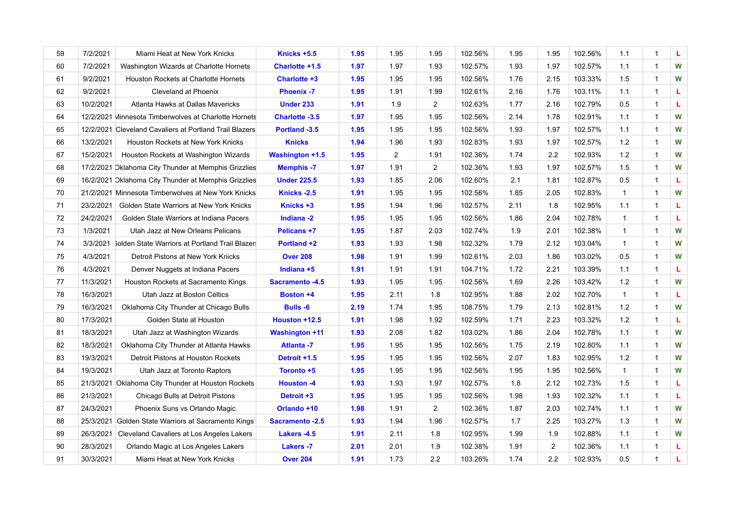| 59 | 7/2/2021 | Miami Heat at New York Knicks | **Knicks +5.5** | **1.95** | 1.95 | 1.95 | 102.56% | 1.95 | 1.95 | 102.56% | 1.1 | 1 | L |
|---|---|---|---|---|---|---|---|---|---|---|---|---|---|
| 60 | 7/2/2021 | Washington Wizards at Charlotte Hornets | **Charlotte +1.5** | **1.97** | 1.97 | 1.93 | 102.57% | 1.93 | 1.97 | 102.57% | 1.1 | 1 | W |
| 61 | 9/2/2021 | Houston Rockets at Charlotte Hornets | **Charlotte +3** | **1.95** | 1.95 | 1.95 | 102.56% | 1.76 | 2.15 | 103.33% | 1.5 | 1 | W |
| 62 | 9/2/2021 | Cleveland at Phoenix | **Phoenix -7** | **1.95** | 1.91 | 1.99 | 102.61% | 2.16 | 1.76 | 103.11% | 1.1 | 1 | L |
| 63 | 10/2/2021 | Atlanta Hawks at Dallas Mavericks | **Under 233** | **1.91** | 1.9 | 2 | 102.63% | 1.77 | 2.16 | 102.79% | 0.5 | 1 | L |
| 64 | 12/2/2021 | Minnesota Timberwolves at Charlotte Hornets | **Charlotte -3.5** | **1.97** | 1.95 | 1.95 | 102.56% | 2.14 | 1.78 | 102.91% | 1.1 | 1 | W |
| 65 | 12/2/2021 | Cleveland Cavaliers at Portland Trail Blazers | **Portland -3.5** | **1.95** | 1.95 | 1.95 | 102.56% | 1.93 | 1.97 | 102.57% | 1.1 | 1 | W |
| 66 | 13/2/2021 | Houston Rockets at New York Knicks | **Knicks** | **1.94** | 1.96 | 1.93 | 102.83% | 1.93 | 1.97 | 102.57% | 1.2 | 1 | W |
| 67 | 15/2/2021 | Houston Rockets at Washington Wizards | **Washington +1.5** | **1.95** | 2 | 1.91 | 102.36% | 1.74 | 2.2 | 102.93% | 1.2 | 1 | W |
| 68 | 17/2/2021 | Oklahoma City Thunder at Memphis Grizzlies | **Memphis -7** | **1.97** | 1.91 | 2 | 102.36% | 1.93 | 1.97 | 102.57% | 1.5 | 1 | W |
| 69 | 16/2/2021 | Oklahoma City Thunder at Memphis Grizzlies | **Under 225.5** | **1.93** | 1.85 | 2.06 | 102.60% | 2.1 | 1.81 | 102.87% | 0.5 | 1 | L |
| 70 | 21/2/2021 | Minnesota Timberwolves at New York Knicks | **Knicks -2.5** | **1.91** | 1.95 | 1.95 | 102.56% | 1.85 | 2.05 | 102.83% | 1 | 1 | W |
| 71 | 23/2/2021 | Golden State Warriors at New York Knicks | **Knicks +3** | **1.95** | 1.94 | 1.96 | 102.57% | 2.11 | 1.8 | 102.95% | 1.1 | 1 | L |
| 72 | 24/2/2021 | Golden State Warriors at Indiana Pacers | **Indiana -2** | **1.95** | 1.95 | 1.95 | 102.56% | 1.86 | 2.04 | 102.78% | 1 | 1 | L |
| 73 | 1/3/2021 | Utah Jazz at New Orleans Pelicans | **Pelicans +7** | **1.95** | 1.87 | 2.03 | 102.74% | 1.9 | 2.01 | 102.38% | 1 | 1 | W |
| 74 | 3/3/2021 | Golden State Warriors at Portland Trail Blazers | **Portland +2** | **1.93** | 1.93 | 1.98 | 102.32% | 1.79 | 2.12 | 103.04% | 1 | 1 | W |
| 75 | 4/3/2021 | Detroit Pistons at New York Knicks | **Over 208** | **1.98** | 1.91 | 1.99 | 102.61% | 2.03 | 1.86 | 103.02% | 0.5 | 1 | W |
| 76 | 4/3/2021 | Denver Nuggets at Indiana Pacers | **Indiana +5** | **1.91** | 1.91 | 1.91 | 104.71% | 1.72 | 2.21 | 103.39% | 1.1 | 1 | L |
| 77 | 11/3/2021 | Houston Rockets at Sacramento Kings | **Sacramento -4.5** | **1.93** | 1.95 | 1.95 | 102.56% | 1.69 | 2.26 | 103.42% | 1.2 | 1 | W |
| 78 | 16/3/2021 | Utah Jazz at Boston Celtics | **Boston +4** | **1.95** | 2.11 | 1.8 | 102.95% | 1.88 | 2.02 | 102.70% | 1 | 1 | L |
| 79 | 16/3/2021 | Oklahoma City Thunder at Chicago Bulls | **Bulls -6** | **2.19** | 1.74 | 1.95 | 108.75% | 1.79 | 2.13 | 102.81% | 1.2 | 1 | W |
| 80 | 17/3/2021 | Golden State at Houston | **Houston +12.5** | **1.91** | 1.98 | 1.92 | 102.59% | 1.71 | 2.23 | 103.32% | 1.2 | 1 | L |
| 81 | 18/3/2021 | Utah Jazz at Washington Wizards | **Washington +11** | **1.93** | 2.08 | 1.82 | 103.02% | 1.86 | 2.04 | 102.78% | 1.1 | 1 | W |
| 82 | 18/3/2021 | Oklahoma City Thunder at Atlanta Hawks | **Atlanta -7** | **1.95** | 1.95 | 1.95 | 102.56% | 1.75 | 2.19 | 102.80% | 1.1 | 1 | W |
| 83 | 19/3/2021 | Detroit Pistons at Houston Rockets | **Detroit +1.5** | **1.95** | 1.95 | 1.95 | 102.56% | 2.07 | 1.83 | 102.95% | 1.2 | 1 | W |
| 84 | 19/3/2021 | Utah Jazz at Toronto Raptors | **Toronto +5** | **1.95** | 1.95 | 1.95 | 102.56% | 1.95 | 1.95 | 102.56% | 1 | 1 | W |
| 85 | 21/3/2021 | Oklahoma City Thunder at Houston Rockets | **Houston -4** | **1.93** | 1.93 | 1.97 | 102.57% | 1.8 | 2.12 | 102.73% | 1.5 | 1 | L |
| 86 | 21/3/2021 | Chicago Bulls at Detroit Pistons | **Detroit +3** | **1.95** | 1.95 | 1.95 | 102.56% | 1.98 | 1.93 | 102.32% | 1.1 | 1 | L |
| 87 | 24/3/2021 | Phoenix Suns vs Orlando Magic | **Orlando +10** | **1.98** | 1.91 | 2 | 102.36% | 1.87 | 2.03 | 102.74% | 1.1 | 1 | W |
| 88 | 25/3/2021 | Golden State Warriors at Sacramento Kings | **Sacramento -2.5** | **1.93** | 1.94 | 1.96 | 102.57% | 1.7 | 2.25 | 103.27% | 1.3 | 1 | W |
| 89 | 26/3/2021 | Cleveland Cavaliers at Los Angeles Lakers | **Lakers -4.5** | **1.91** | 2.11 | 1.8 | 102.95% | 1.99 | 1.9 | 102.88% | 1.1 | 1 | W |
| 90 | 28/3/2021 | Orlando Magic at Los Angeles Lakers | **Lakers -7** | **2.01** | 2.01 | 1.9 | 102.38% | 1.91 | 2 | 102.36% | 1.1 | 1 | L |
| 91 | 30/3/2021 | Miami Heat at New York Knicks | **Over 204** | **1.91** | 1.73 | 2.2 | 103.26% | 1.74 | 2.2 | 102.93% | 0.5 | 1 | L |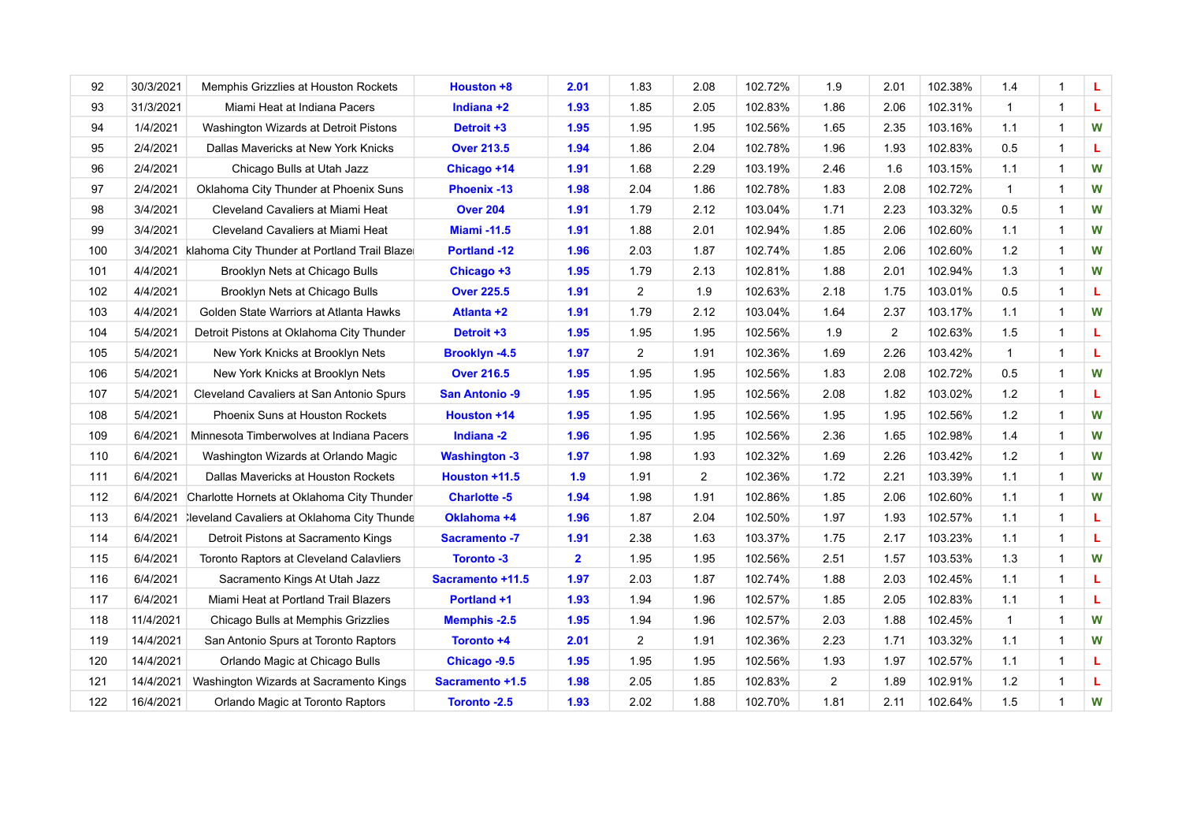| | | | | | | | | | | | | | |
|---|---|---|---|---|---|---|---|---|---|---|---|---|---|
| 92 | 30/3/2021 | Memphis Grizzlies at Houston Rockets | **Houston +8** | **2.01** | 1.83 | 2.08 | 102.72% | 1.9 | 2.01 | 102.38% | 1.4 | 1 | **L** |
| 93 | 31/3/2021 | Miami Heat at Indiana Pacers | **Indiana +2** | **1.93** | 1.85 | 2.05 | 102.83% | 1.86 | 2.06 | 102.31% | 1 | 1 | **L** |
| 94 | 1/4/2021 | Washington Wizards at Detroit Pistons | **Detroit +3** | **1.95** | 1.95 | 1.95 | 102.56% | 1.65 | 2.35 | 103.16% | 1.1 | 1 | **W** |
| 95 | 2/4/2021 | Dallas Mavericks at New York Knicks | **Over 213.5** | **1.94** | 1.86 | 2.04 | 102.78% | 1.96 | 1.93 | 102.83% | 0.5 | 1 | **L** |
| 96 | 2/4/2021 | Chicago Bulls at Utah Jazz | **Chicago +14** | **1.91** | 1.68 | 2.29 | 103.19% | 2.46 | 1.6 | 103.15% | 1.1 | 1 | **W** |
| 97 | 2/4/2021 | Oklahoma City Thunder at Phoenix Suns | **Phoenix -13** | **1.98** | 2.04 | 1.86 | 102.78% | 1.83 | 2.08 | 102.72% | 1 | 1 | **W** |
| 98 | 3/4/2021 | Cleveland Cavaliers at Miami Heat | **Over 204** | **1.91** | 1.79 | 2.12 | 103.04% | 1.71 | 2.23 | 103.32% | 0.5 | 1 | **W** |
| 99 | 3/4/2021 | Cleveland Cavaliers at Miami Heat | **Miami -11.5** | **1.91** | 1.88 | 2.01 | 102.94% | 1.85 | 2.06 | 102.60% | 1.1 | 1 | **W** |
| 100 | 3/4/2021 | klahoma City Thunder at Portland Trail Blaze | **Portland -12** | **1.96** | 2.03 | 1.87 | 102.74% | 1.85 | 2.06 | 102.60% | 1.2 | 1 | **W** |
| 101 | 4/4/2021 | Brooklyn Nets at Chicago Bulls | **Chicago +3** | **1.95** | 1.79 | 2.13 | 102.81% | 1.88 | 2.01 | 102.94% | 1.3 | 1 | **W** |
| 102 | 4/4/2021 | Brooklyn Nets at Chicago Bulls | **Over 225.5** | **1.91** | 2 | 1.9 | 102.63% | 2.18 | 1.75 | 103.01% | 0.5 | 1 | **L** |
| 103 | 4/4/2021 | Golden State Warriors at Atlanta Hawks | **Atlanta +2** | **1.91** | 1.79 | 2.12 | 103.04% | 1.64 | 2.37 | 103.17% | 1.1 | 1 | **W** |
| 104 | 5/4/2021 | Detroit Pistons at Oklahoma City Thunder | **Detroit +3** | **1.95** | 1.95 | 1.95 | 102.56% | 1.9 | 2 | 102.63% | 1.5 | 1 | **L** |
| 105 | 5/4/2021 | New York Knicks at Brooklyn Nets | **Brooklyn -4.5** | **1.97** | 2 | 1.91 | 102.36% | 1.69 | 2.26 | 103.42% | 1 | 1 | **L** |
| 106 | 5/4/2021 | New York Knicks at Brooklyn Nets | **Over 216.5** | **1.95** | 1.95 | 1.95 | 102.56% | 1.83 | 2.08 | 102.72% | 0.5 | 1 | **W** |
| 107 | 5/4/2021 | Cleveland Cavaliers at San Antonio Spurs | **San Antonio -9** | **1.95** | 1.95 | 1.95 | 102.56% | 2.08 | 1.82 | 103.02% | 1.2 | 1 | **L** |
| 108 | 5/4/2021 | Phoenix Suns at Houston Rockets | **Houston +14** | **1.95** | 1.95 | 1.95 | 102.56% | 1.95 | 1.95 | 102.56% | 1.2 | 1 | **W** |
| 109 | 6/4/2021 | Minnesota Timberwolves at Indiana Pacers | **Indiana -2** | **1.96** | 1.95 | 1.95 | 102.56% | 2.36 | 1.65 | 102.98% | 1.4 | 1 | **W** |
| 110 | 6/4/2021 | Washington Wizards at Orlando Magic | **Washington -3** | **1.97** | 1.98 | 1.93 | 102.32% | 1.69 | 2.26 | 103.42% | 1.2 | 1 | **W** |
| 111 | 6/4/2021 | Dallas Mavericks at Houston Rockets | **Houston +11.5** | **1.9** | 1.91 | 2 | 102.36% | 1.72 | 2.21 | 103.39% | 1.1 | 1 | **W** |
| 112 | 6/4/2021 | Charlotte Hornets at Oklahoma City Thunder | **Charlotte -5** | **1.94** | 1.98 | 1.91 | 102.86% | 1.85 | 2.06 | 102.60% | 1.1 | 1 | **W** |
| 113 | 6/4/2021 | :leveland Cavaliers at Oklahoma City Thunde | **Oklahoma +4** | **1.96** | 1.87 | 2.04 | 102.50% | 1.97 | 1.93 | 102.57% | 1.1 | 1 | **L** |
| 114 | 6/4/2021 | Detroit Pistons at Sacramento Kings | **Sacramento -7** | **1.91** | 2.38 | 1.63 | 103.37% | 1.75 | 2.17 | 103.23% | 1.1 | 1 | **L** |
| 115 | 6/4/2021 | Toronto Raptors at Cleveland Calavliers | **Toronto -3** | **2** | 1.95 | 1.95 | 102.56% | 2.51 | 1.57 | 103.53% | 1.3 | 1 | **W** |
| 116 | 6/4/2021 | Sacramento Kings At Utah Jazz | **Sacramento +11.5** | **1.97** | 2.03 | 1.87 | 102.74% | 1.88 | 2.03 | 102.45% | 1.1 | 1 | **L** |
| 117 | 6/4/2021 | Miami Heat at Portland Trail Blazers | **Portland +1** | **1.93** | 1.94 | 1.96 | 102.57% | 1.85 | 2.05 | 102.83% | 1.1 | 1 | **L** |
| 118 | 11/4/2021 | Chicago Bulls at Memphis Grizzlies | **Memphis -2.5** | **1.95** | 1.94 | 1.96 | 102.57% | 2.03 | 1.88 | 102.45% | 1 | 1 | **W** |
| 119 | 14/4/2021 | San Antonio Spurs at Toronto Raptors | **Toronto +4** | **2.01** | 2 | 1.91 | 102.36% | 2.23 | 1.71 | 103.32% | 1.1 | 1 | **W** |
| 120 | 14/4/2021 | Orlando Magic at Chicago Bulls | **Chicago -9.5** | **1.95** | 1.95 | 1.95 | 102.56% | 1.93 | 1.97 | 102.57% | 1.1 | 1 | **L** |
| 121 | 14/4/2021 | Washington Wizards at Sacramento Kings | **Sacramento +1.5** | **1.98** | 2.05 | 1.85 | 102.83% | 2 | 1.89 | 102.91% | 1.2 | 1 | **L** |
| 122 | 16/4/2021 | Orlando Magic at Toronto Raptors | **Toronto -2.5** | **1.93** | 2.02 | 1.88 | 102.70% | 1.81 | 2.11 | 102.64% | 1.5 | 1 | **W** |